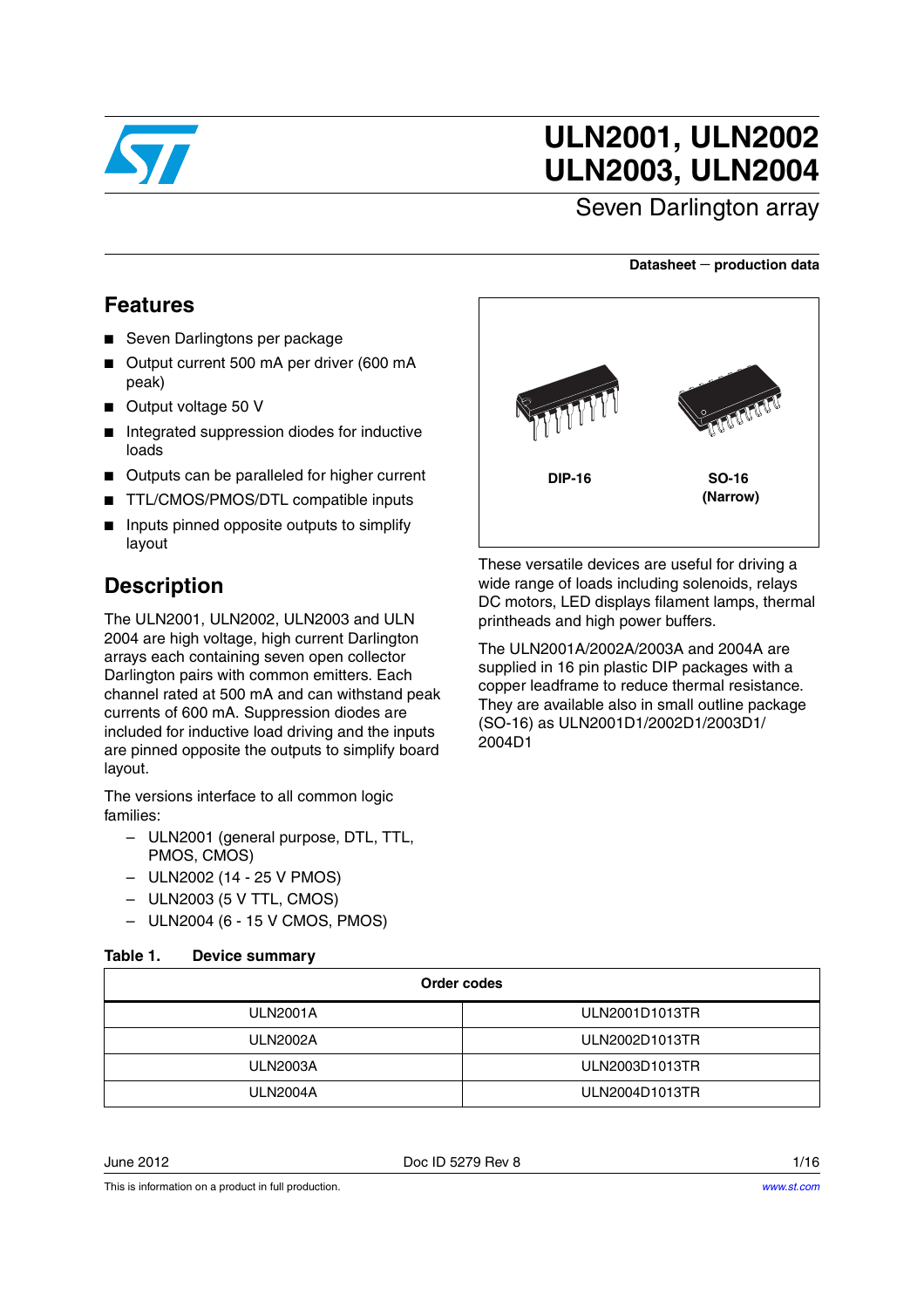# ULN2001, ULN2002
# ULN2003, ULN2004

## Seven Darlington array

**Datasheet — production data**

## Features

- Seven Darlingtons per package
- Output current 500 mA per driver (600 mA peak)
- Output voltage 50 V
- Integrated suppression diodes for inductive loads
- Outputs can be paralleled for higher current
- TTL/CMOS/PMOS/DTL compatible inputs
- Inputs pinned opposite outputs to simplify layout

**DIP-16**

**SO-16 (Narrow)**

## Description

The ULN2001, ULN2002, ULN2003 and ULN 2004 are high voltage, high current Darlington arrays each containing seven open collector Darlington pairs with common emitters. Each channel rated at 500 mA and can withstand peak currents of 600 mA. Suppression diodes are included for inductive load driving and the inputs are pinned opposite the outputs to simplify board layout.

The versions interface to all common logic families:

- ULN2001 (general purpose, DTL, TTL, PMOS, CMOS)
- ULN2002 (14 - 25 V PMOS)
- ULN2003 (5 V TTL, CMOS)
- ULN2004 (6 - 15 V CMOS, PMOS)

These versatile devices are useful for driving a wide range of loads including solenoids, relays DC motors, LED displays filament lamps, thermal printheads and high power buffers.

The ULN2001A/2002A/2003A and 2004A are supplied in 16 pin plastic DIP packages with a copper leadframe to reduce thermal resistance. They are available also in small outline package (SO-16) as ULN2001D1/2002D1/2003D1/ 2004D1

**Table 1. Device summary**

| Order codes | |
|---|---|
| ULN2001A | ULN2001D1013TR |
| ULN2002A | ULN2002D1013TR |
| ULN2003A | ULN2003D1013TR |
| ULN2004A | ULN2004D1013TR |

June 2012 Doc ID 5279 Rev 8

This is information on a product in full production.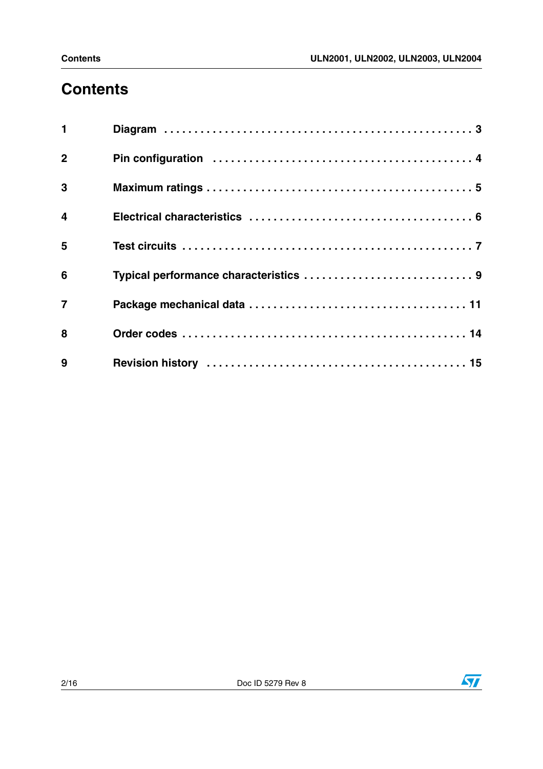# Contents

| | | |
|---|---|---|
| 1 | Diagram | 3 |
| 2 | Pin configuration | 4 |
| 3 | Maximum ratings | 5 |
| 4 | Electrical characteristics | 6 |
| 5 | Test circuits | 7 |
| 6 | Typical performance characteristics | 9 |
| 7 | Package mechanical data | 11 |
| 8 | Order codes | 14 |
| 9 | Revision history | 15 |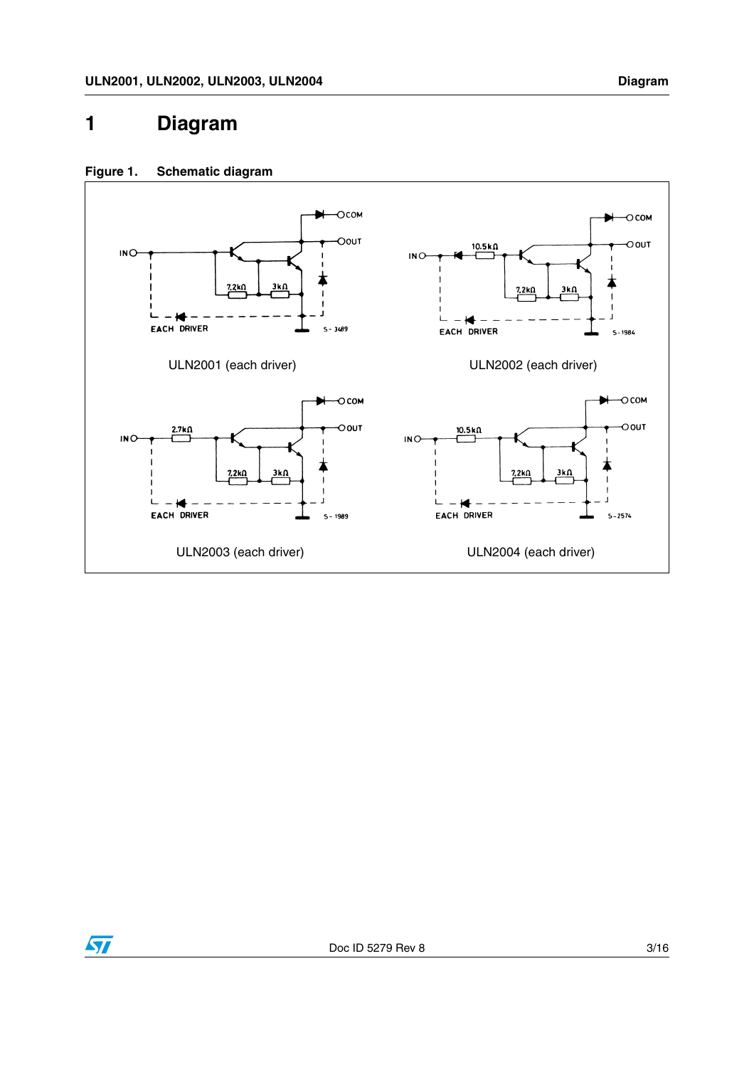# 1 Diagram

**Figure 1. Schematic diagram**

IN
COM
OUT
7.2kΩ
3kΩ
EACH DRIVER
S-3489

ULN2001 (each driver)

IN
10.5kΩ
COM
OUT
7.2kΩ
3kΩ
EACH DRIVER
S-1984

ULN2002 (each driver)

IN
2.7kΩ
COM
OUT
7.2kΩ
3kΩ
EACH DRIVER
S-1989

ULN2003 (each driver)

IN
10.5kΩ
COM
OUT
7.2kΩ
3kΩ
EACH DRIVER
S-2574

ULN2004 (each driver)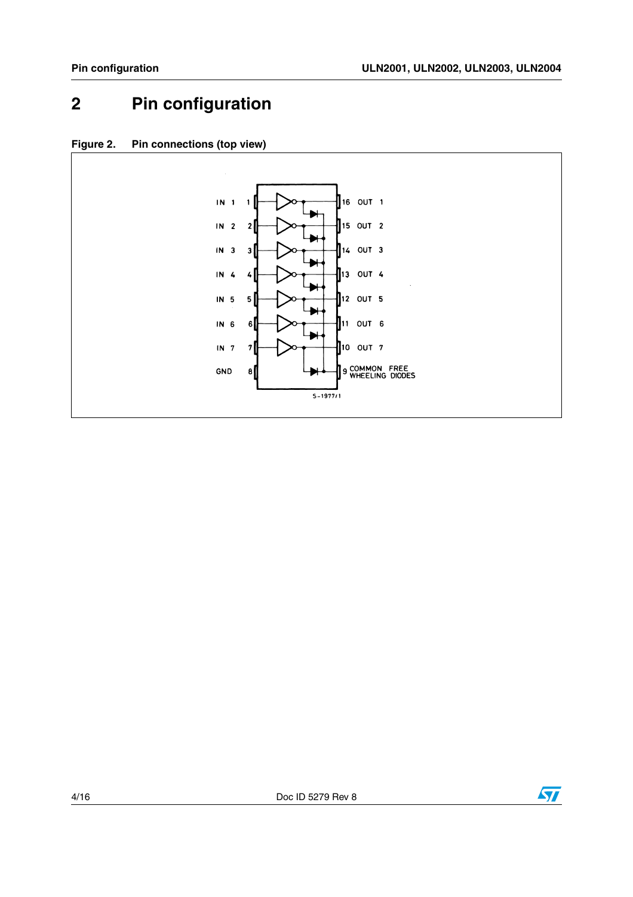# 2 Pin configuration

**Figure 2. Pin connections (top view)**

| Pin | Name | Pin | Name |
| --- | --- | --- | --- |
| 1 | IN 1 | 16 | OUT 1 |
| 2 | IN 2 | 15 | OUT 2 |
| 3 | IN 3 | 14 | OUT 3 |
| 4 | IN 4 | 13 | OUT 4 |
| 5 | IN 5 | 12 | OUT 5 |
| 6 | IN 6 | 11 | OUT 6 |
| 7 | IN 7 | 10 | OUT 7 |
| 8 | GND | 9 | COMMON FREE WHEELING DIODES |

S-1977/1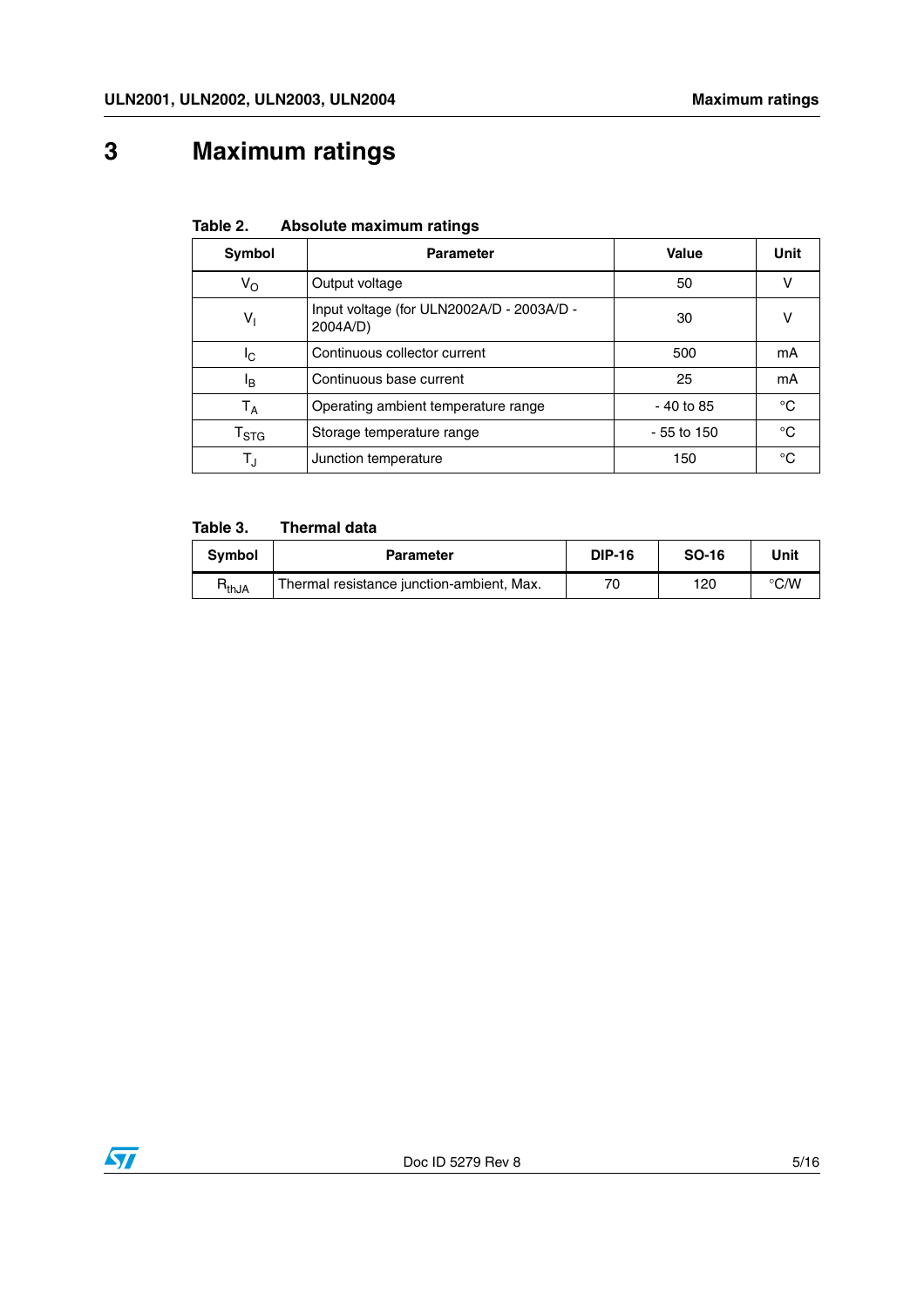# 3 Maximum ratings

**Table 2. Absolute maximum ratings**

| Symbol | Parameter | Value | Unit |
|---|---|---|---|
| $V_O$ | Output voltage | 50 | V |
| $V_I$ | Input voltage (for ULN2002A/D - 2003A/D - 2004A/D) | 30 | V |
| $I_C$ | Continuous collector current | 500 | mA |
| $I_B$ | Continuous base current | 25 | mA |
| $T_A$ | Operating ambient temperature range | - 40 to 85 | °C |
| $T_{STG}$ | Storage temperature range | - 55 to 150 | °C |
| $T_J$ | Junction temperature | 150 | °C |

**Table 3. Thermal data**

| Symbol | Parameter | DIP-16 | SO-16 | Unit |
|---|---|---|---|---|
| $R_{thJA}$ | Thermal resistance junction-ambient, Max. | 70 | 120 | °C/W |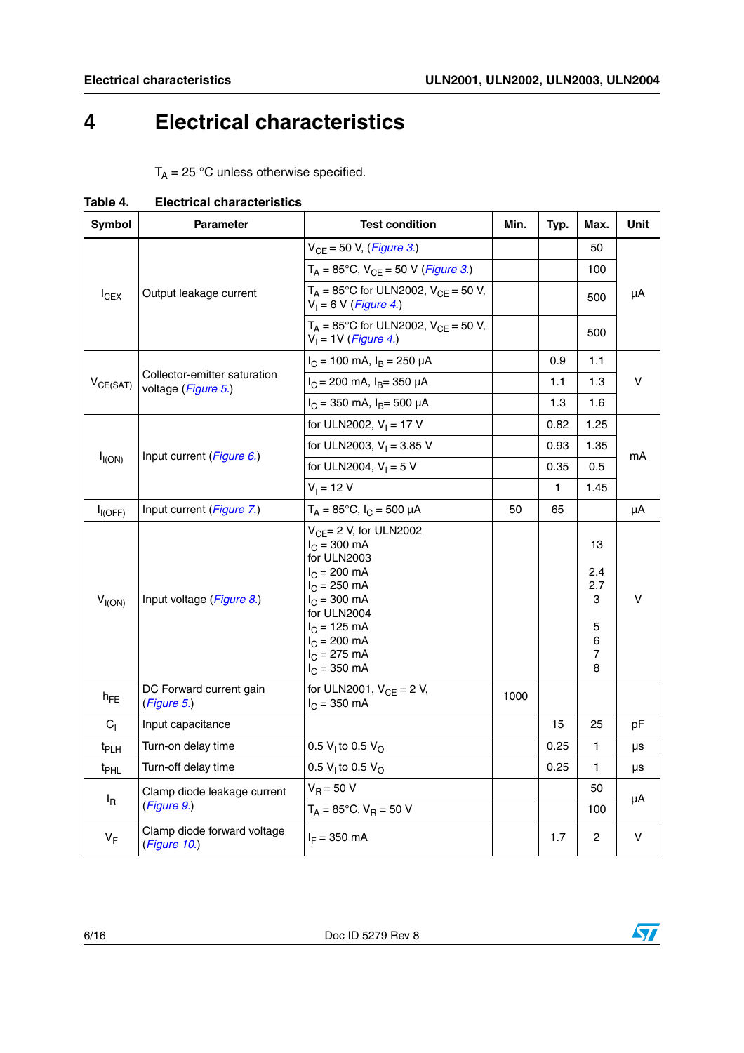# 4 Electrical characteristics

$T_A$ = 25 °C unless otherwise specified.

**Table 4. Electrical characteristics**

| Symbol | Parameter | Test condition | Min. | Typ. | Max. | Unit |
|---|---|---|---|---|---|---|
| $I_{CEX}$ | Output leakage current | $V_{CE}$ = 50 V, (*Figure 3.*) | | | 50 | µA |
| | | $T_A$ = 85°C, $V_{CE}$ = 50 V (*Figure 3.*) | | | 100 | |
| | | $T_A$ = 85°C for ULN2002, $V_{CE}$ = 50 V, $V_I$ = 6 V (*Figure 4.*) | | | 500 | |
| | | $T_A$ = 85°C for ULN2002, $V_{CE}$ = 50 V, $V_I$ = 1V (*Figure 4.*) | | | 500 | |
| $V_{CE(SAT)}$ | Collector-emitter saturation voltage (*Figure 5.*) | $I_C$ = 100 mA, $I_B$ = 250 µA | | 0.9 | 1.1 | V |
| | | $I_C$ = 200 mA, $I_B$= 350 µA | | 1.1 | 1.3 | |
| | | $I_C$ = 350 mA, $I_B$= 500 µA | | 1.3 | 1.6 | |
| $I_{I(ON)}$ | Input current (*Figure 6.*) | for ULN2002, $V_I$ = 17 V | | 0.82 | 1.25 | mA |
| | | for ULN2003, $V_I$ = 3.85 V | | 0.93 | 1.35 | |
| | | for ULN2004, $V_I$ = 5 V | | 0.35 | 0.5 | |
| | | $V_I$ = 12 V | | 1 | 1.45 | |
| $I_{I(OFF)}$ | Input current (*Figure 7.*) | $T_A$ = 85°C, $I_C$ = 500 µA | 50 | 65 | | µA |
| $V_{I(ON)}$ | Input voltage (*Figure 8.*) | $V_{CE}$= 2 V, for ULN2002<br>$I_C$ = 300 mA<br>for ULN2003<br>$I_C$ = 200 mA<br>$I_C$ = 250 mA<br>$I_C$ = 300 mA<br>for ULN2004<br>$I_C$ = 125 mA<br>$I_C$ = 200 mA<br>$I_C$ = 275 mA<br>$I_C$ = 350 mA | | | 13<br><br>2.4<br>2.7<br>3<br><br>5<br>6<br>7<br>8 | V |
| $h_{FE}$ | DC Forward current gain (*Figure 5.*) | for ULN2001, $V_{CE}$ = 2 V, $I_C$ = 350 mA | 1000 | | | |
| $C_I$ | Input capacitance | | | 15 | 25 | pF |
| $t_{PLH}$ | Turn-on delay time | 0.5 $V_I$ to 0.5 $V_O$ | | 0.25 | 1 | µs |
| $t_{PHL}$ | Turn-off delay time | 0.5 $V_I$ to 0.5 $V_O$ | | 0.25 | 1 | µs |
| $I_R$ | Clamp diode leakage current (*Figure 9.*) | $V_R$ = 50 V | | | 50 | µA |
| | | $T_A$ = 85°C, $V_R$ = 50 V | | | 100 | |
| $V_F$ | Clamp diode forward voltage (*Figure 10.*) | $I_F$ = 350 mA | | 1.7 | 2 | V |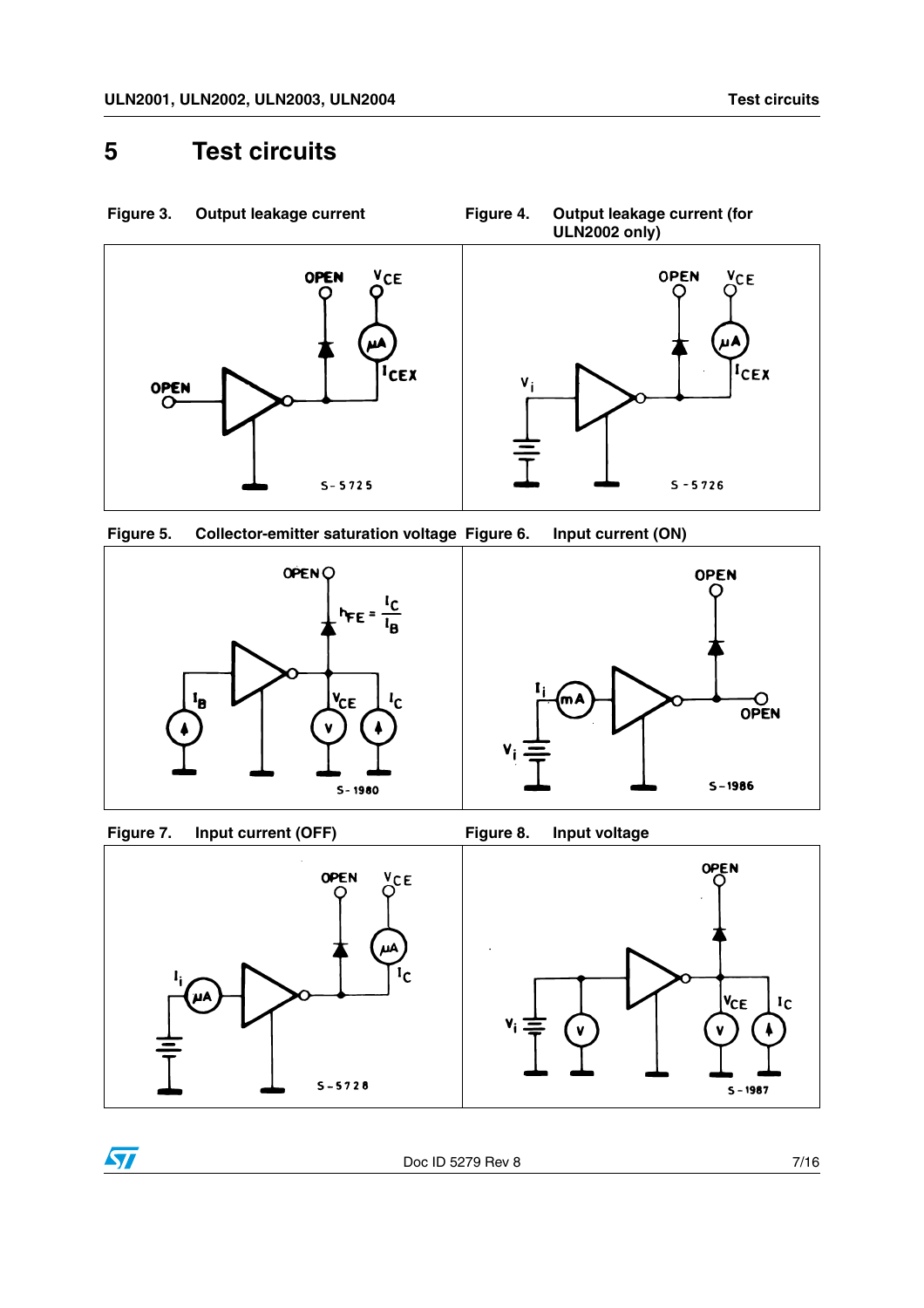# 5 Test circuits

**Figure 3. Output leakage current**

OPEN
$V_{CE}$
μA
$I_{CEX}$
OPEN
S-5725

**Figure 4. Output leakage current (for ULN2002 only)**

OPEN
$V_{CE}$
μA
$I_{CEX}$
$V_i$
S-5726

**Figure 5. Collector-emitter saturation voltage**

OPEN
$h_{FE} = \frac{I_C}{I_B}$
$I_B$
$V_{CE}$
$I_C$
V
S-1980

**Figure 6. Input current (ON)**

OPEN
$I_i$
mA
OPEN
$V_i$
S-1986

**Figure 7. Input current (OFF)**

OPEN
$V_{CE}$
μA
$I_C$
$I_i$
μA
S-5728

**Figure 8. Input voltage**

OPEN
$V_i$
V
$V_{CE}$
V
$I_C$
S-1987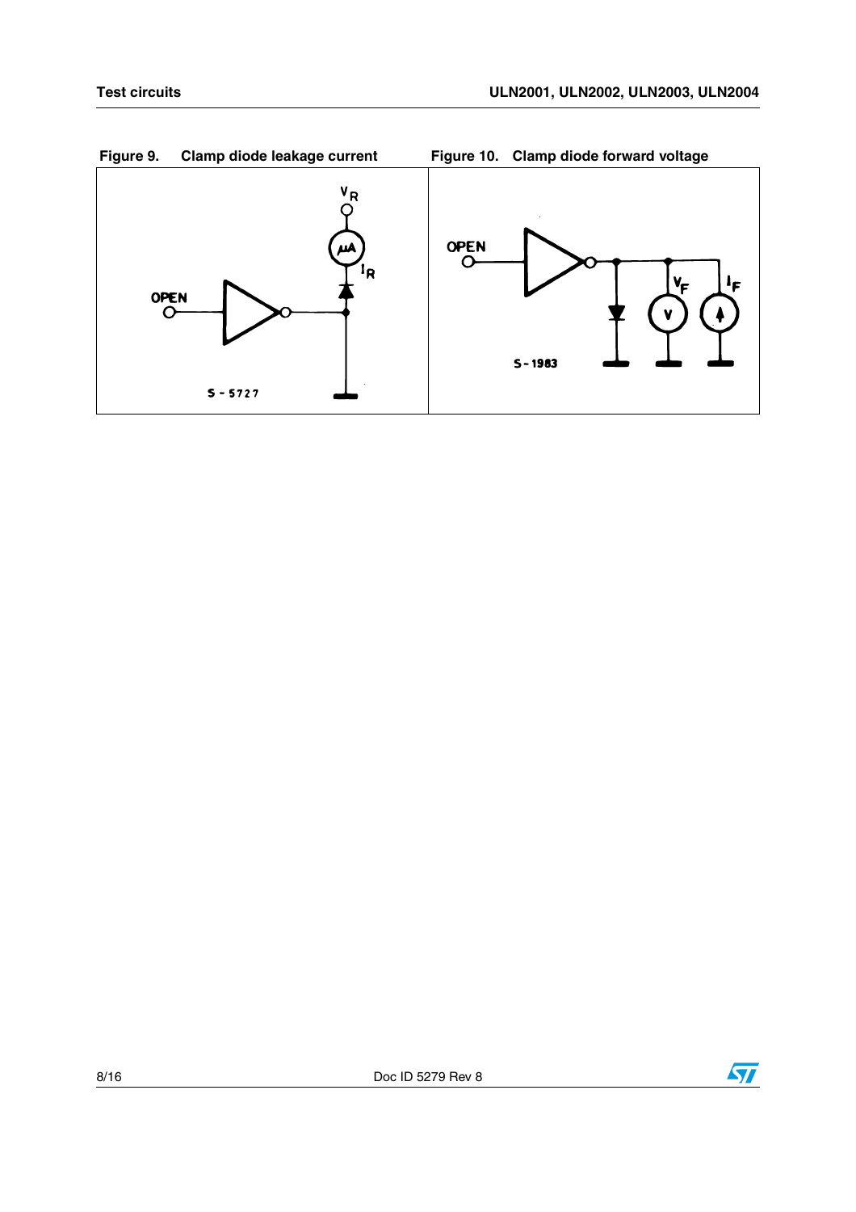Figure 9. Clamp diode leakage current

$V_R$

µA

$I_R$

OPEN

S - 5727

Figure 10. Clamp diode forward voltage

OPEN

$V_F$

$I_F$

V

S - 1983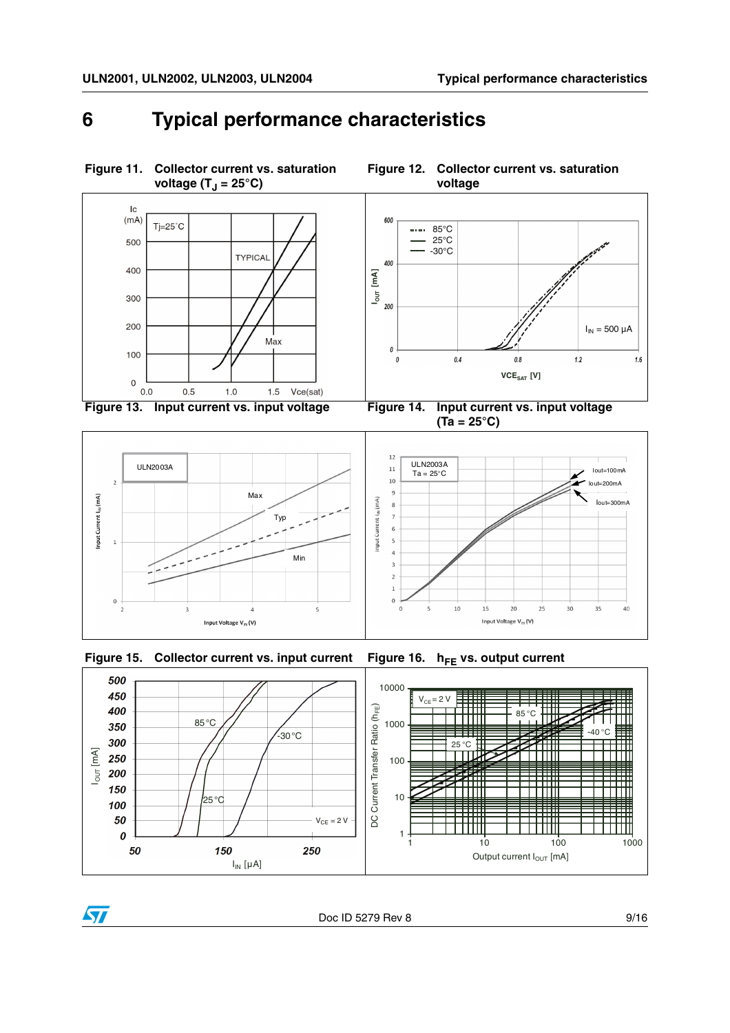# 6 Typical performance characteristics

**Figure 11. Collector current vs. saturation voltage ($T_J$ = 25°C)**

Ic (mA)
Tj=25°C
500
400
300
200
100
0
TYPICAL
Max
0.0 0.5 1.0 1.5 Vce(sat)

**Figure 12. Collector current vs. saturation voltage**

85°C
25°C
-30°C
600
400
200
0
$I_{OUT}$ [mA]
$I_{IN}$ = 500 µA
0 0.4 0.8 1.2 1.6
$VCE_{SAT}$ [V]

**Figure 13. Input current vs. input voltage**

ULN2003A
Input Current $I_{IN}$ (mA)
2
1
0
Max
Typ
Min
2 3 4 5
Input Voltage $V_{IN}$ (V)

**Figure 14. Input current vs. input voltage (Ta = 25°C)**

ULN2003A
Ta = 25°C
Input Current $I_{IN}$ (mA)
12 11 10 9 8 7 6 5 4 3 2 1 0
Iout=100mA
Iout=200mA
Iout=300mA
0 5 10 15 20 25 30 35 40
Input Voltage $V_{IN}$ (V)

**Figure 15. Collector current vs. input current**

500
450
400
350
300
250
200
150
100
50
0
$I_{OUT}$ [mA]
85°C
-30°C
25°C
$V_{CE}$ = 2 V
50 150 250
$I_{IN}$ [µA]

**Figure 16. $h_{FE}$ vs. output current**

10000
1000
100
10
1
DC Current Transfer Ratio ($h_{FE}$)
$V_{CE}$ = 2 V
85 °C
25 °C
-40 °C
1 10 100 1000
Output current $I_{OUT}$ [mA]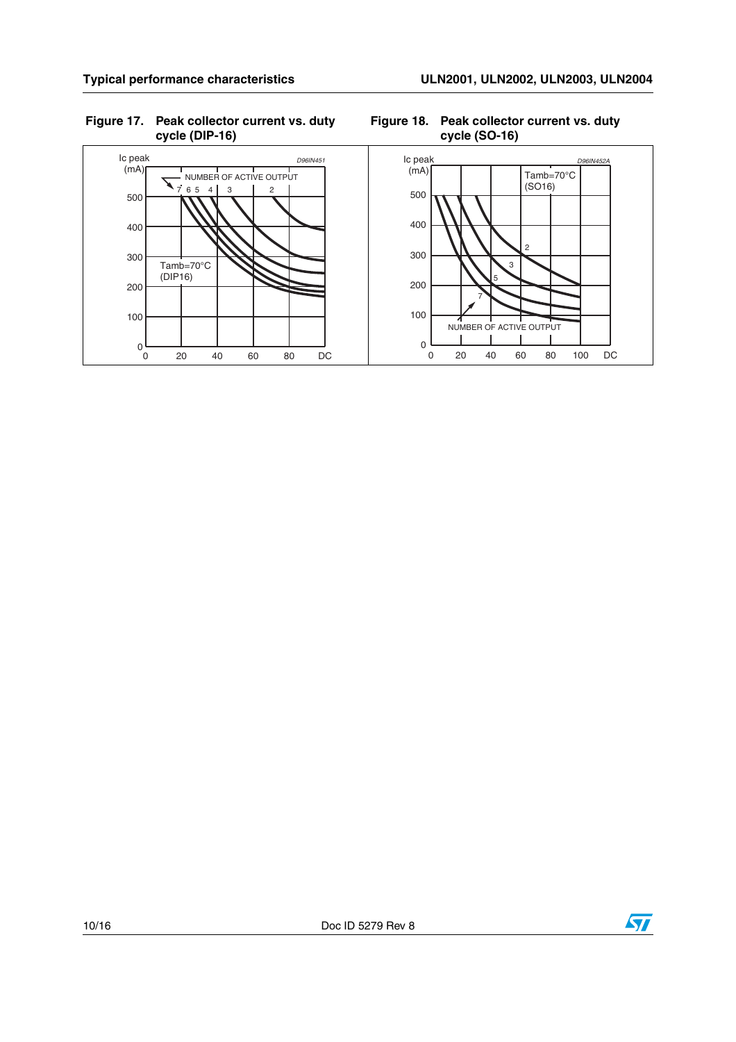Figure 17. Peak collector current vs. duty cycle (DIP-16)

Ic peak (mA)

D96IN451

NUMBER OF ACTIVE OUTPUT

7 6 5 4 3 2

Tamb=70°C (DIP16)

500
400
300
200
100
0

0 20 40 60 80 DC

Figure 18. Peak collector current vs. duty cycle (SO-16)

Ic peak (mA)

D96IN452A

Tamb=70°C (SO16)

2
3
5
7

NUMBER OF ACTIVE OUTPUT

500
400
300
200
100
0

0 20 40 60 80 100 DC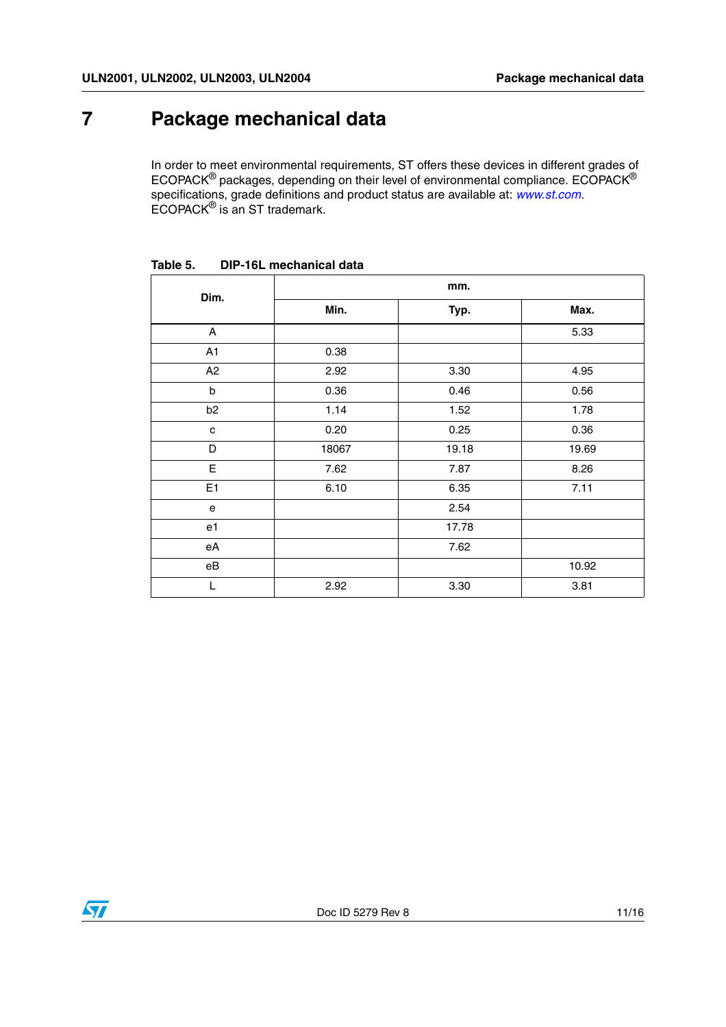# 7 Package mechanical data

In order to meet environmental requirements, ST offers these devices in different grades of ECOPACK® packages, depending on their level of environmental compliance. ECOPACK® specifications, grade definitions and product status are available at: *www.st.com*. ECOPACK® is an ST trademark.

**Table 5. DIP-16L mechanical data**

| Dim. | mm. | | |
|---|---|---|---|
| | Min. | Typ. | Max. |
| A | | | 5.33 |
| A1 | 0.38 | | |
| A2 | 2.92 | 3.30 | 4.95 |
| b | 0.36 | 0.46 | 0.56 |
| b2 | 1.14 | 1.52 | 1.78 |
| c | 0.20 | 0.25 | 0.36 |
| D | 18067 | 19.18 | 19.69 |
| E | 7.62 | 7.87 | 8.26 |
| E1 | 6.10 | 6.35 | 7.11 |
| e | | 2.54 | |
| e1 | | 17.78 | |
| eA | | 7.62 | |
| eB | | | 10.92 |
| L | 2.92 | 3.30 | 3.81 |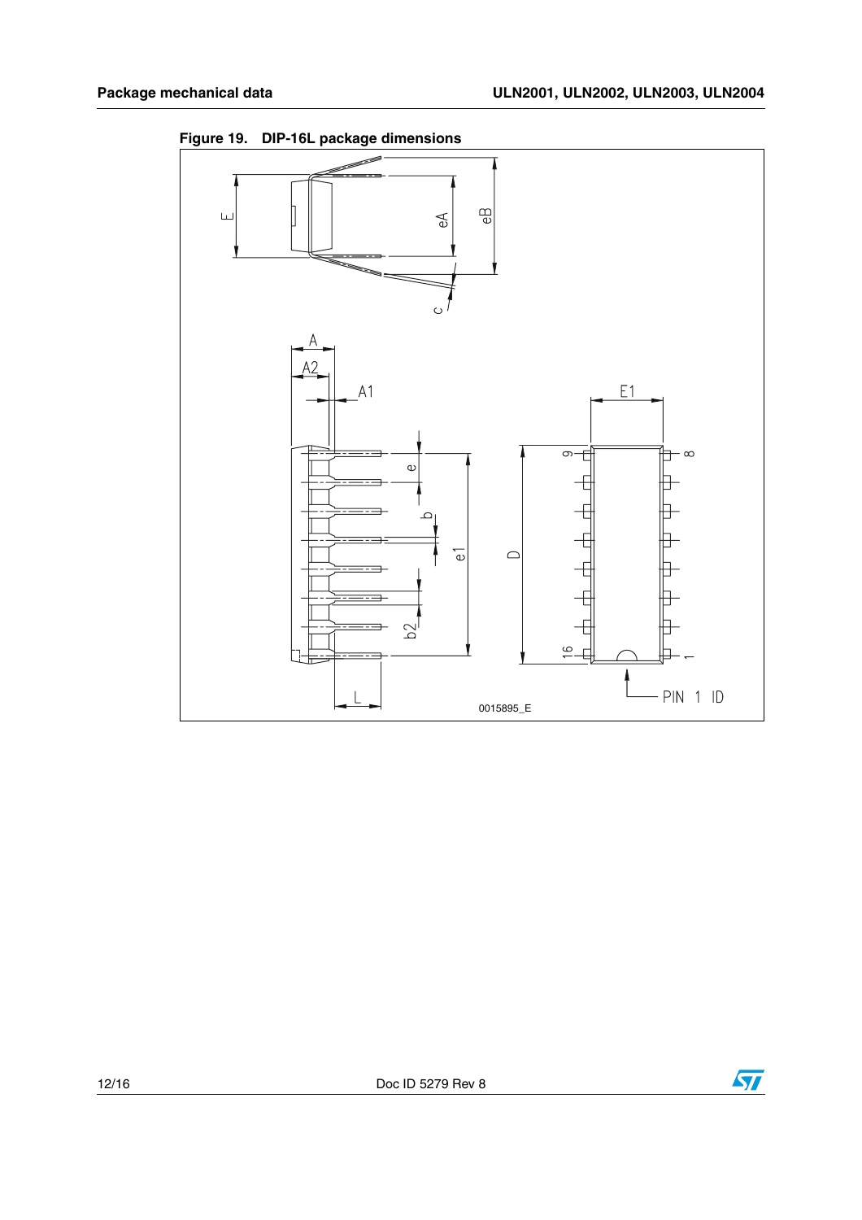**Figure 19. DIP-16L package dimensions**

E

eA

eB

c

A

A2

A1

E1

e

b

e1

D

b2

L

9

8

16

1

PIN 1 ID

0015895_E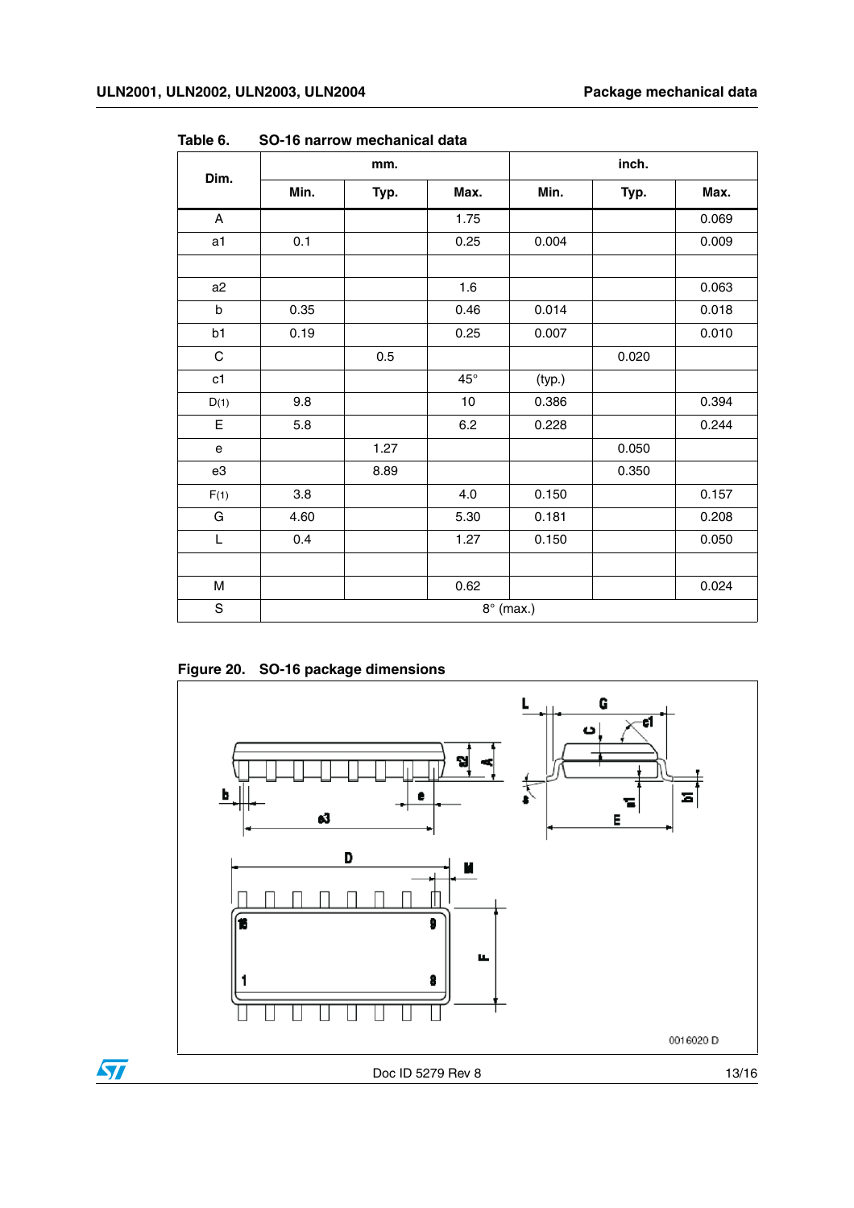Table 6. SO-16 narrow mechanical data

| Dim. | mm. | | | inch. | | |
|---|---|---|---|---|---|---|
| | Min. | Typ. | Max. | Min. | Typ. | Max. |
| A | | | 1.75 | | | 0.069 |
| a1 | 0.1 | | 0.25 | 0.004 | | 0.009 |
| | | | | | | |
| a2 | | | 1.6 | | | 0.063 |
| b | 0.35 | | 0.46 | 0.014 | | 0.018 |
| b1 | 0.19 | | 0.25 | 0.007 | | 0.010 |
| C | | 0.5 | | | 0.020 | |
| c1 | | | 45° | (typ.) | | |
| D(1) | 9.8 | | 10 | 0.386 | | 0.394 |
| E | 5.8 | | 6.2 | 0.228 | | 0.244 |
| e | | 1.27 | | | 0.050 | |
| e3 | | 8.89 | | | 0.350 | |
| F(1) | 3.8 | | 4.0 | 0.150 | | 0.157 |
| G | 4.60 | | 5.30 | 0.181 | | 0.208 |
| L | 0.4 | | 1.27 | 0.150 | | 0.050 |
| | | | | | | |
| M | | | 0.62 | | | 0.024 |
| S | 8° (max.) | | | | | |

Figure 20. SO-16 package dimensions

0016020 D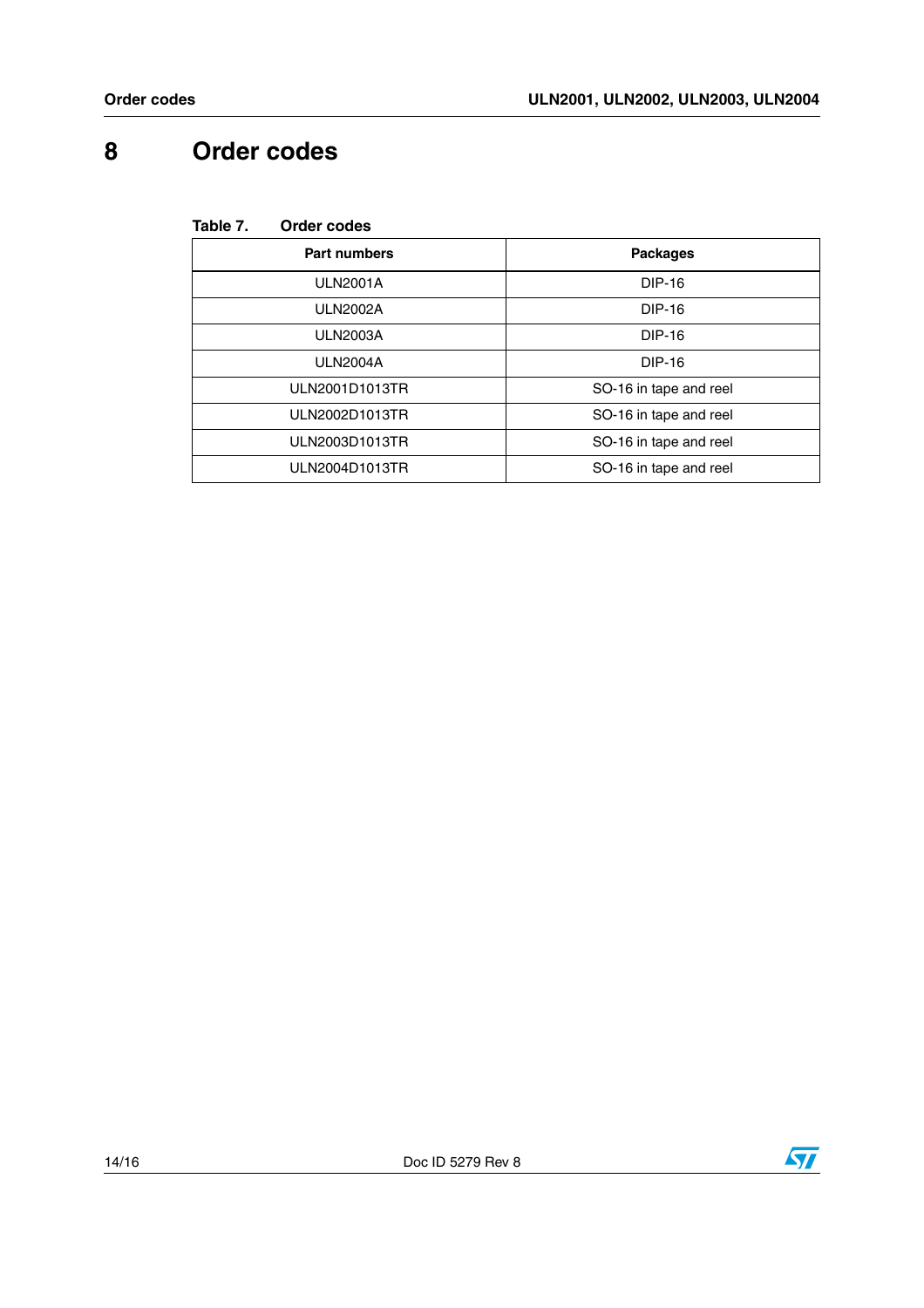# 8 Order codes

Table 7. Order codes

| Part numbers | Packages |
|---|---|
| ULN2001A | DIP-16 |
| ULN2002A | DIP-16 |
| ULN2003A | DIP-16 |
| ULN2004A | DIP-16 |
| ULN2001D1013TR | SO-16 in tape and reel |
| ULN2002D1013TR | SO-16 in tape and reel |
| ULN2003D1013TR | SO-16 in tape and reel |
| ULN2004D1013TR | SO-16 in tape and reel |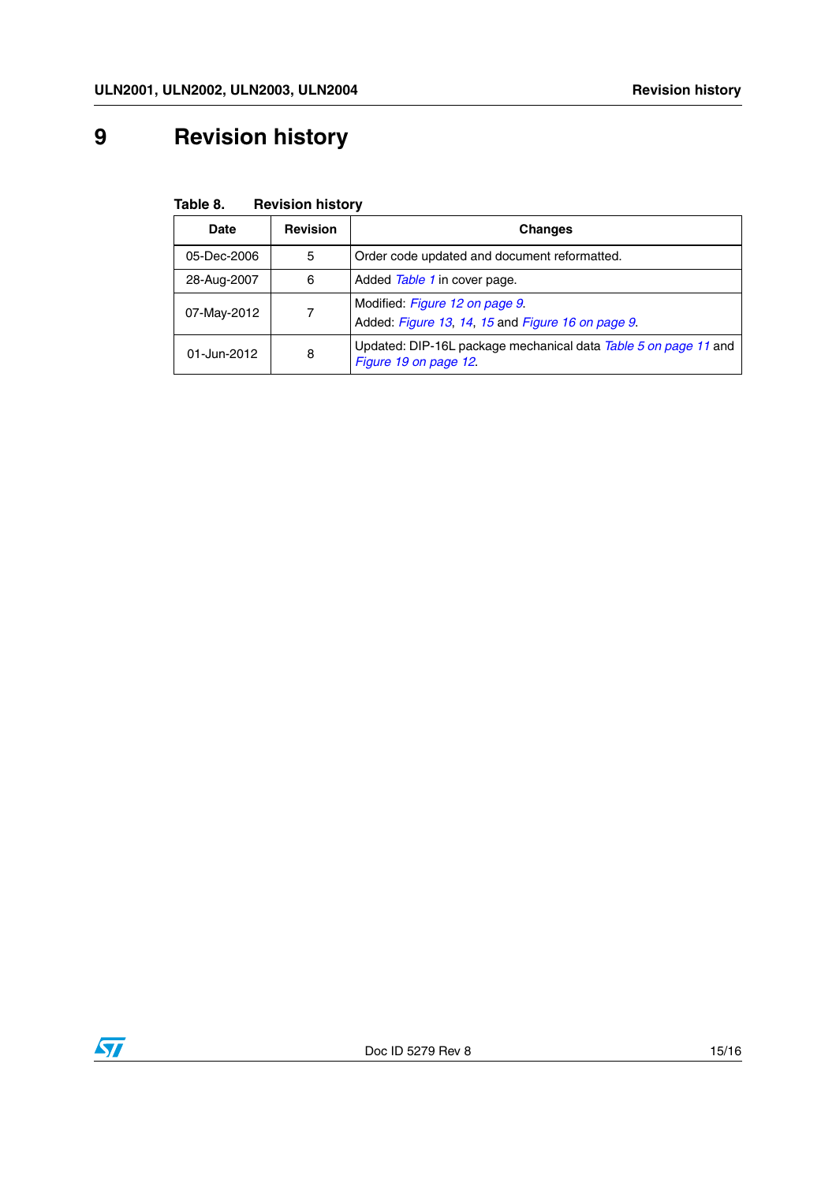# 9 Revision history

Table 8. Revision history

| Date | Revision | Changes |
|---|---|---|
| 05-Dec-2006 | 5 | Order code updated and document reformatted. |
| 28-Aug-2007 | 6 | Added *Table 1* in cover page. |
| 07-May-2012 | 7 | Modified: *Figure 12 on page 9*.<br>Added: *Figure 13*, *14*, *15* and *Figure 16 on page 9*. |
| 01-Jun-2012 | 8 | Updated: DIP-16L package mechanical data *Table 5 on page 11* and *Figure 19 on page 12*. |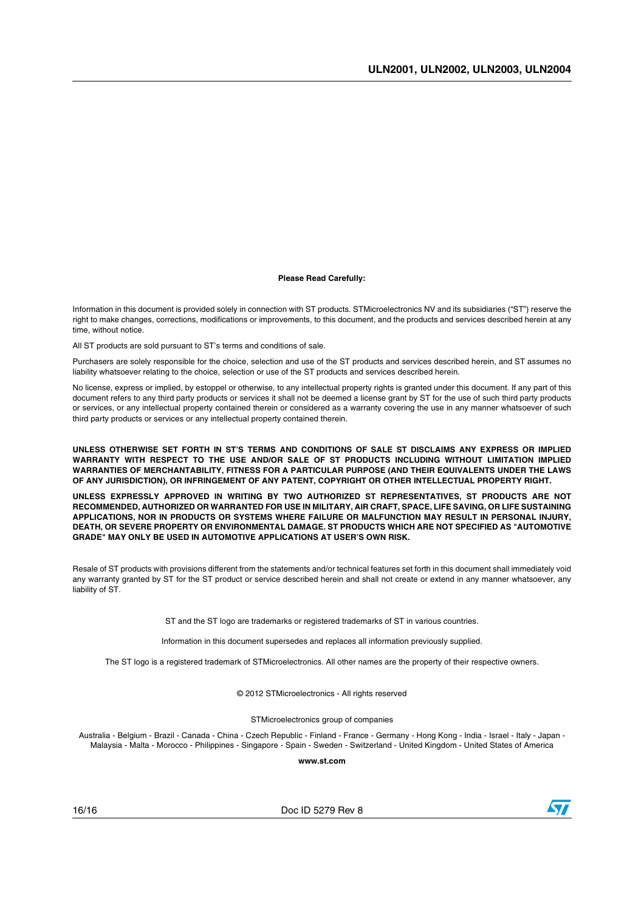**Please Read Carefully:**

Information in this document is provided solely in connection with ST products. STMicroelectronics NV and its subsidiaries ("ST") reserve the right to make changes, corrections, modifications or improvements, to this document, and the products and services described herein at any time, without notice.

All ST products are sold pursuant to ST's terms and conditions of sale.

Purchasers are solely responsible for the choice, selection and use of the ST products and services described herein, and ST assumes no liability whatsoever relating to the choice, selection or use of the ST products and services described herein.

No license, express or implied, by estoppel or otherwise, to any intellectual property rights is granted under this document. If any part of this document refers to any third party products or services it shall not be deemed a license grant by ST for the use of such third party products or services, or any intellectual property contained therein or considered as a warranty covering the use in any manner whatsoever of such third party products or services or any intellectual property contained therein.

**UNLESS OTHERWISE SET FORTH IN ST'S TERMS AND CONDITIONS OF SALE ST DISCLAIMS ANY EXPRESS OR IMPLIED WARRANTY WITH RESPECT TO THE USE AND/OR SALE OF ST PRODUCTS INCLUDING WITHOUT LIMITATION IMPLIED WARRANTIES OF MERCHANTABILITY, FITNESS FOR A PARTICULAR PURPOSE (AND THEIR EQUIVALENTS UNDER THE LAWS OF ANY JURISDICTION), OR INFRINGEMENT OF ANY PATENT, COPYRIGHT OR OTHER INTELLECTUAL PROPERTY RIGHT.**

**UNLESS EXPRESSLY APPROVED IN WRITING BY TWO AUTHORIZED ST REPRESENTATIVES, ST PRODUCTS ARE NOT RECOMMENDED, AUTHORIZED OR WARRANTED FOR USE IN MILITARY, AIR CRAFT, SPACE, LIFE SAVING, OR LIFE SUSTAINING APPLICATIONS, NOR IN PRODUCTS OR SYSTEMS WHERE FAILURE OR MALFUNCTION MAY RESULT IN PERSONAL INJURY, DEATH, OR SEVERE PROPERTY OR ENVIRONMENTAL DAMAGE. ST PRODUCTS WHICH ARE NOT SPECIFIED AS "AUTOMOTIVE GRADE" MAY ONLY BE USED IN AUTOMOTIVE APPLICATIONS AT USER'S OWN RISK.**

Resale of ST products with provisions different from the statements and/or technical features set forth in this document shall immediately void any warranty granted by ST for the ST product or service described herein and shall not create or extend in any manner whatsoever, any liability of ST.

ST and the ST logo are trademarks or registered trademarks of ST in various countries.

Information in this document supersedes and replaces all information previously supplied.

The ST logo is a registered trademark of STMicroelectronics. All other names are the property of their respective owners.

© 2012 STMicroelectronics - All rights reserved

STMicroelectronics group of companies

Australia - Belgium - Brazil - Canada - China - Czech Republic - Finland - France - Germany - Hong Kong - India - Israel - Italy - Japan - Malaysia - Malta - Morocco - Philippines - Singapore - Spain - Sweden - Switzerland - United Kingdom - United States of America

**www.st.com**